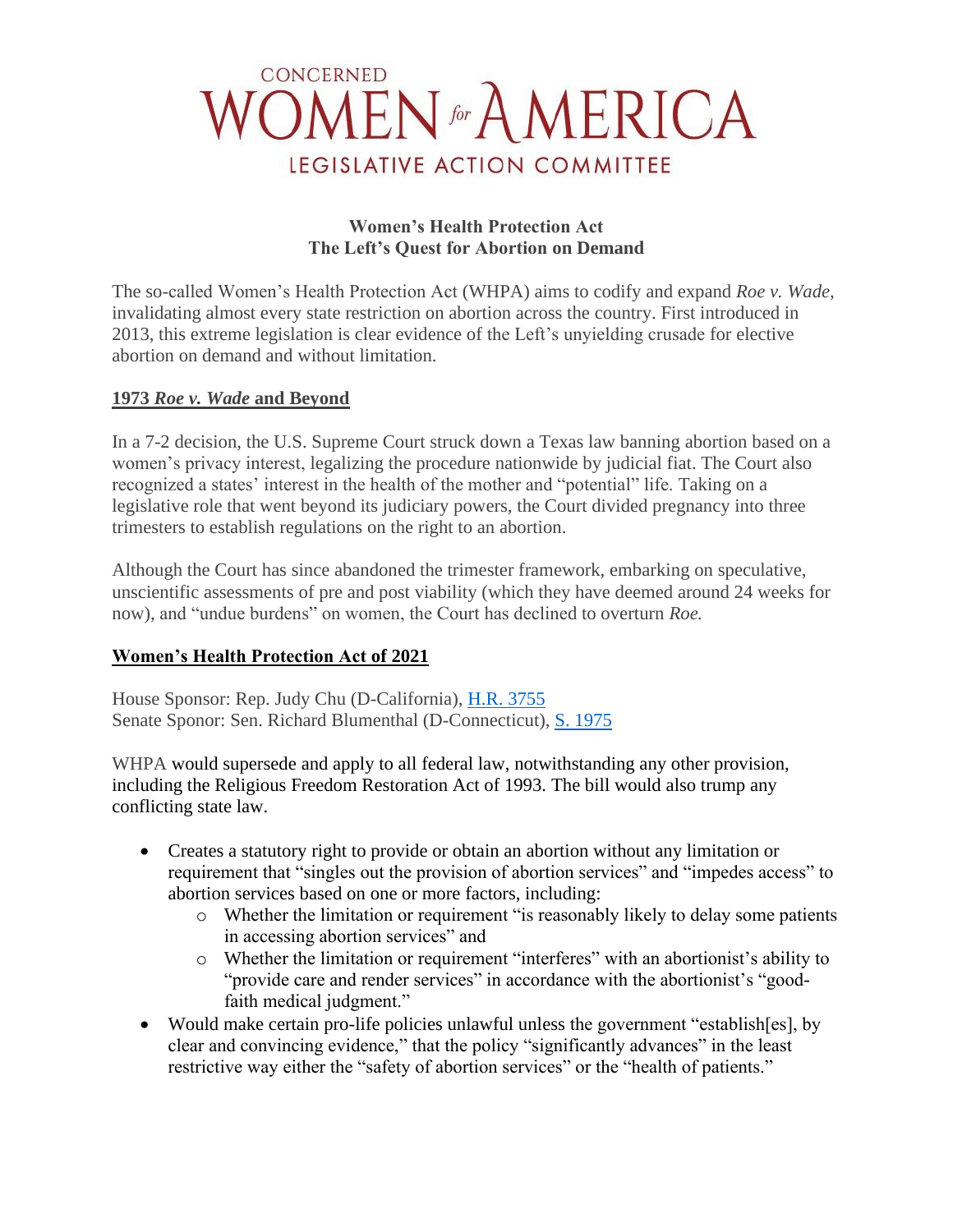# CONCERNED WOMEN *for* AMERICA LEGISLATIVE ACTION COMMITTEE

## Women's Health Protection Act
## The Left's Quest for Abortion on Demand

The so-called Women's Health Protection Act (WHPA) aims to codify and expand *Roe v. Wade*, invalidating almost every state restriction on abortion across the country. First introduced in 2013, this extreme legislation is clear evidence of the Left's unyielding crusade for elective abortion on demand and without limitation.

### 1973 *Roe v. Wade* and Beyond

In a 7-2 decision, the U.S. Supreme Court struck down a Texas law banning abortion based on a women's privacy interest, legalizing the procedure nationwide by judicial fiat. The Court also recognized a states' interest in the health of the mother and "potential" life. Taking on a legislative role that went beyond its judiciary powers, the Court divided pregnancy into three trimesters to establish regulations on the right to an abortion.

Although the Court has since abandoned the trimester framework, embarking on speculative, unscientific assessments of pre and post viability (which they have deemed around 24 weeks for now), and "undue burdens" on women, the Court has declined to overturn *Roe.*

### Women's Health Protection Act of 2021

House Sponsor: Rep. Judy Chu (D-California), H.R. 3755
Senate Sponor: Sen. Richard Blumenthal (D-Connecticut), S. 1975

WHPA would supersede and apply to all federal law, notwithstanding any other provision, including the Religious Freedom Restoration Act of 1993. The bill would also trump any conflicting state law.

- Creates a statutory right to provide or obtain an abortion without any limitation or requirement that "singles out the provision of abortion services" and "impedes access" to abortion services based on one or more factors, including:
  - Whether the limitation or requirement "is reasonably likely to delay some patients in accessing abortion services" and
  - Whether the limitation or requirement "interferes" with an abortionist's ability to "provide care and render services" in accordance with the abortionist's "good-faith medical judgment."
- Would make certain pro-life policies unlawful unless the government "establish[es], by clear and convincing evidence," that the policy "significantly advances" in the least restrictive way either the "safety of abortion services" or the "health of patients."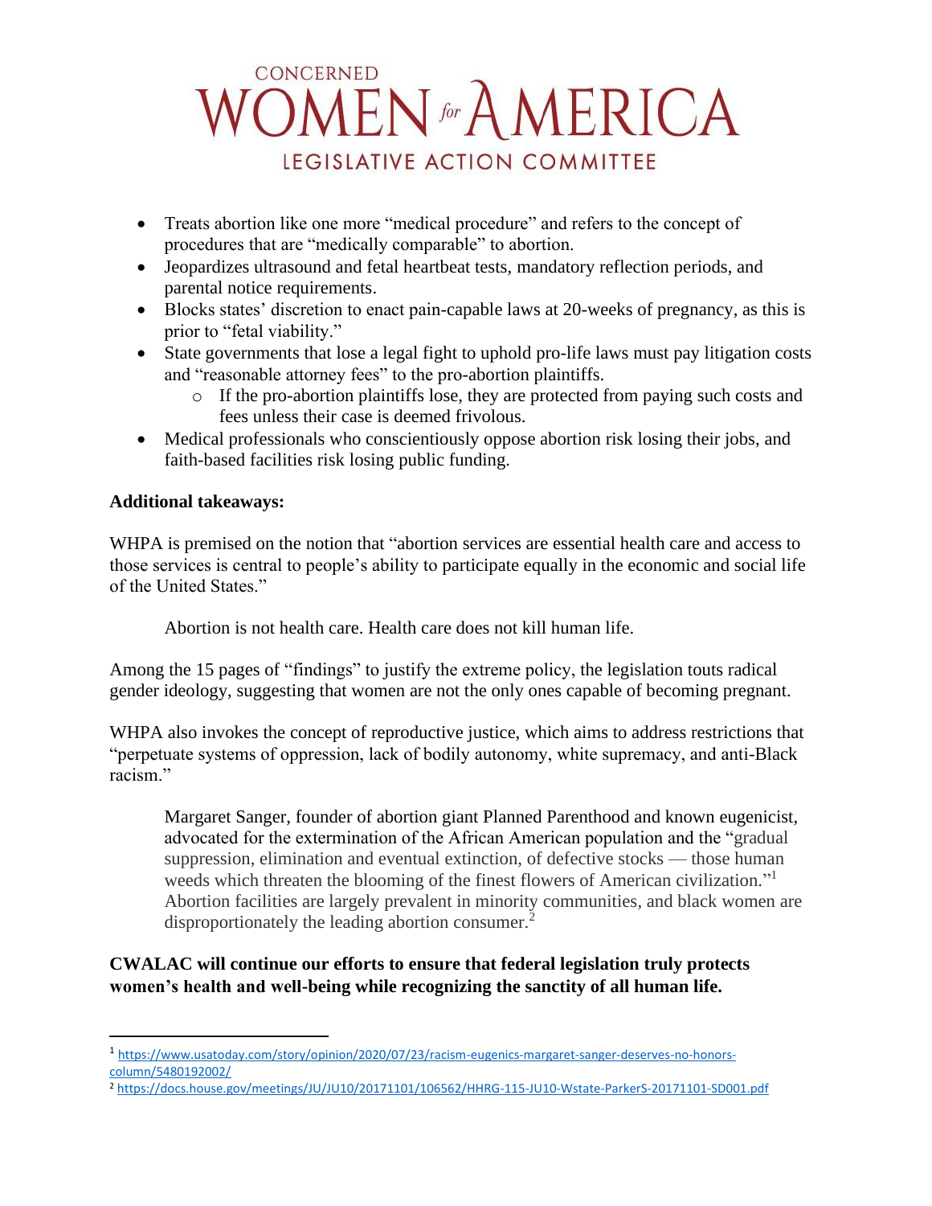# CONCERNED WOMEN *for* AMERICA LEGISLATIVE ACTION COMMITTEE

- Treats abortion like one more "medical procedure" and refers to the concept of procedures that are "medically comparable" to abortion.
- Jeopardizes ultrasound and fetal heartbeat tests, mandatory reflection periods, and parental notice requirements.
- Blocks states' discretion to enact pain-capable laws at 20-weeks of pregnancy, as this is prior to "fetal viability."
- State governments that lose a legal fight to uphold pro-life laws must pay litigation costs and "reasonable attorney fees" to the pro-abortion plaintiffs.
  - If the pro-abortion plaintiffs lose, they are protected from paying such costs and fees unless their case is deemed frivolous.
- Medical professionals who conscientiously oppose abortion risk losing their jobs, and faith-based facilities risk losing public funding.

**Additional takeaways:**

WHPA is premised on the notion that "abortion services are essential health care and access to those services is central to people's ability to participate equally in the economic and social life of the United States."

> Abortion is not health care. Health care does not kill human life.

Among the 15 pages of "findings" to justify the extreme policy, the legislation touts radical gender ideology, suggesting that women are not the only ones capable of becoming pregnant.

WHPA also invokes the concept of reproductive justice, which aims to address restrictions that "perpetuate systems of oppression, lack of bodily autonomy, white supremacy, and anti-Black racism."

> Margaret Sanger, founder of abortion giant Planned Parenthood and known eugenicist, advocated for the extermination of the African American population and the "gradual suppression, elimination and eventual extinction, of defective stocks — those human weeds which threaten the blooming of the finest flowers of American civilization."[1] Abortion facilities are largely prevalent in minority communities, and black women are disproportionately the leading abortion consumer.[2]

**CWALAC will continue our efforts to ensure that federal legislation truly protects women's health and well-being while recognizing the sanctity of all human life.**

---

[1] https://www.usatoday.com/story/opinion/2020/07/23/racism-eugenics-margaret-sanger-deserves-no-honors-column/5480192002/

[2] https://docs.house.gov/meetings/JU/JU10/20171101/106562/HHRG-115-JU10-Wstate-ParkerS-20171101-SD001.pdf